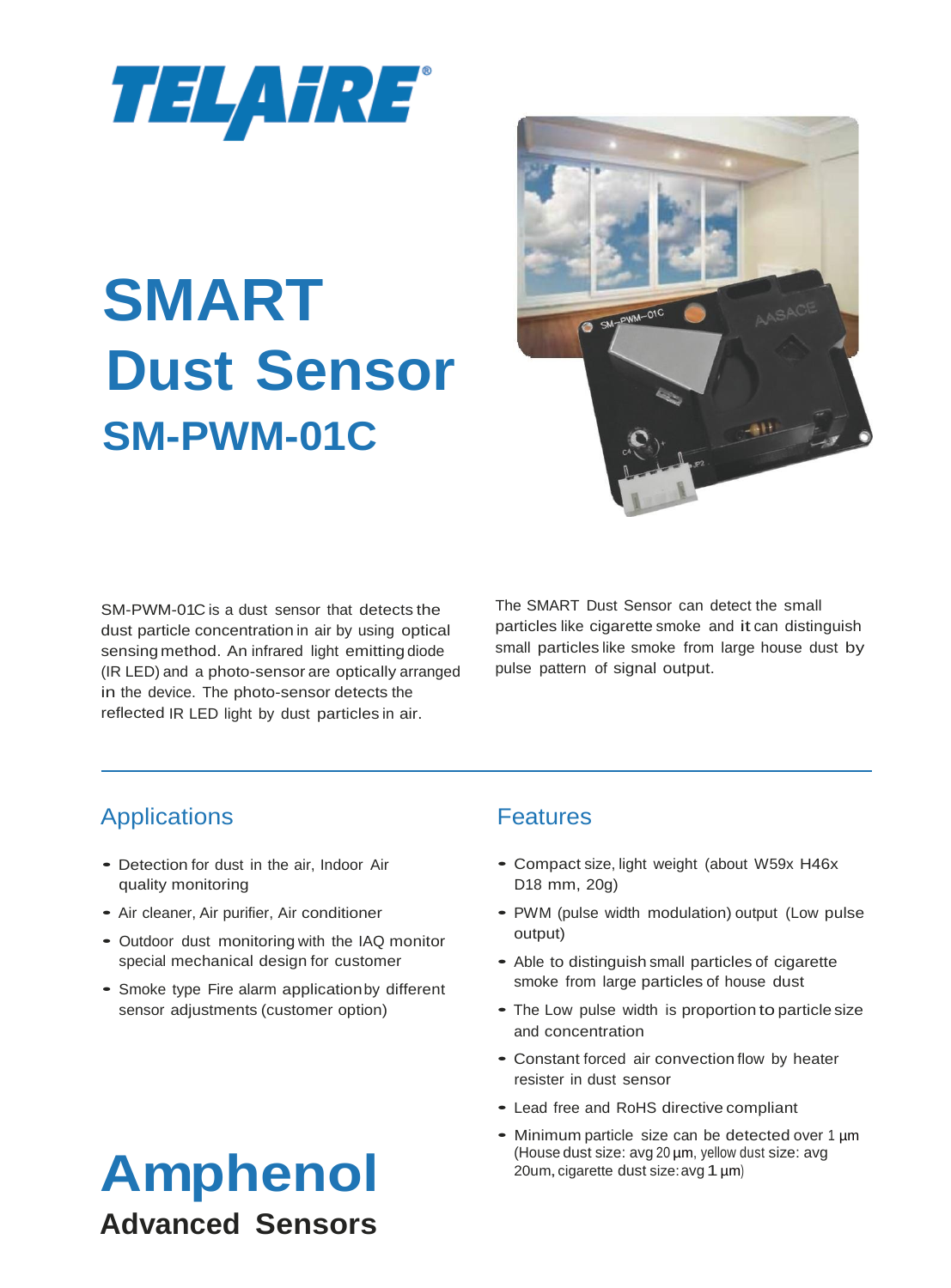TELAiRE®

# SMART Dust Sensor

## SM-PWM-01C

SM-PWM-01C is a dust sensor that detects the dust particle concentration in air by using optical sensing method. An infrared light emitting diode (IR LED) and a photo-sensor are optically arranged in the device. The photo-sensor detects the reflected IR LED light by dust particles in air.

The SMART Dust Sensor can detect the small particles like cigarette smoke and it can distinguish small particles like smoke from large house dust by pulse pattern of signal output.

## Applications

- Detection for dust in the air, Indoor Air quality monitoring
- Air cleaner, Air purifier, Air conditioner
- Outdoor dust monitoring with the IAQ monitor special mechanical design for customer
- Smoke type Fire alarm application by different sensor adjustments (customer option)

## Features

- Compact size, light weight (about W59x H46x D18 mm, 20g)
- PWM (pulse width modulation) output (Low pulse output)
- Able to distinguish small particles of cigarette smoke from large particles of house dust
- The Low pulse width is proportion to particle size and concentration
- Constant forced air convection flow by heater resister in dust sensor
- Lead free and RoHS directive compliant
- Minimum particle size can be detected over 1 µm (House dust size: avg 20 µm, yellow dust size: avg 20um, cigarette dust size: avg 1 µm)

**Amphenol**
**Advanced Sensors**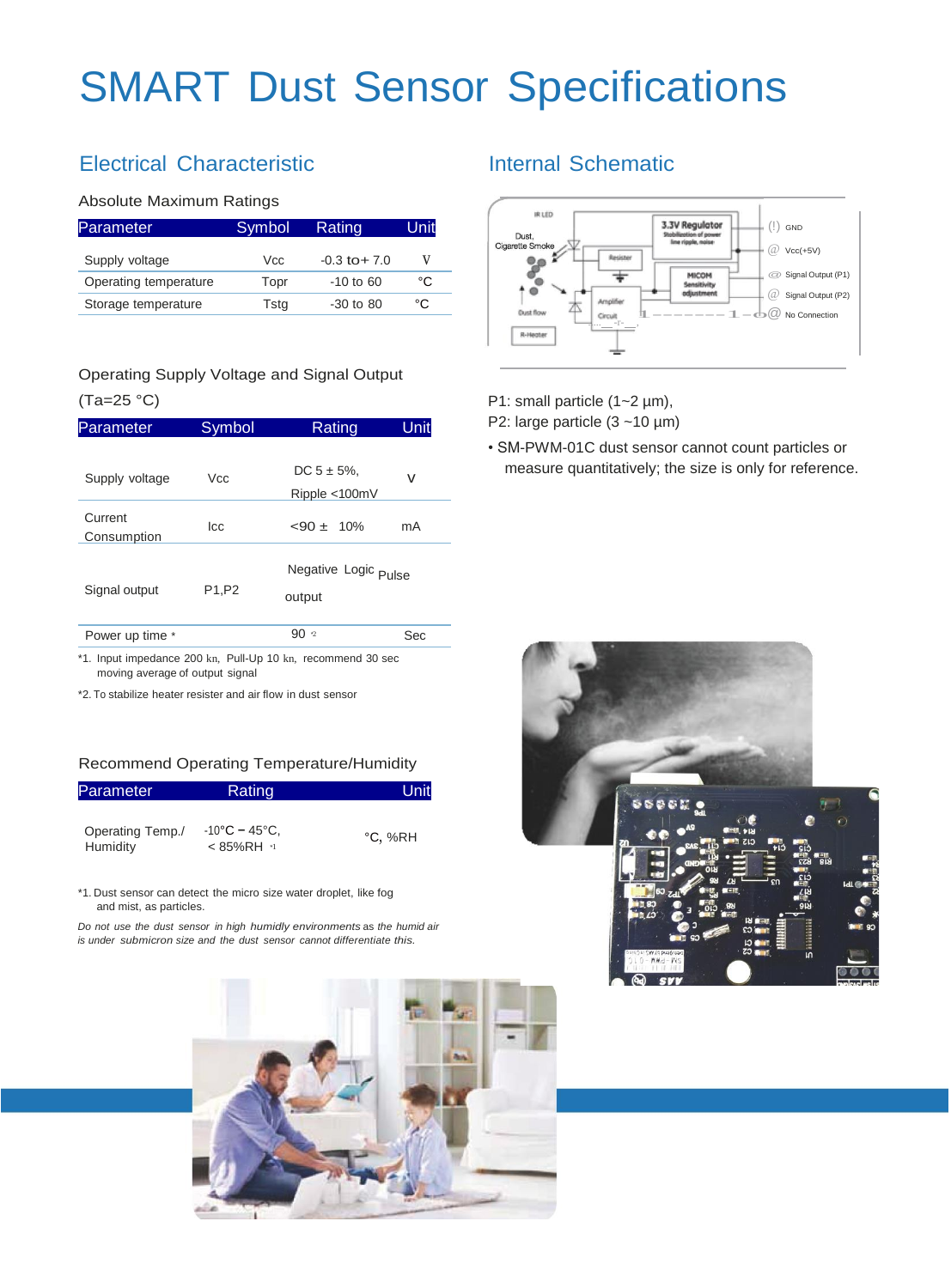# SMART Dust Sensor Specifications

## Electrical Characteristic

### Absolute Maximum Ratings

| Parameter | Symbol | Rating | Unit |
|---|---|---|---|
| Supply voltage | Vcc | -0.3 to+ 7.0 | V |
| Operating temperature | Topr | -10 to 60 | °C |
| Storage temperature | Tstg | -30 to 80 | °C |

### Operating Supply Voltage and Signal Output (Ta=25 °C)

| Parameter | Symbol | Rating | Unit |
|---|---|---|---|
| Supply voltage | Vcc | DC 5 ± 5%, Ripple <100mV | V |
| Current Consumption | Icc | <90 ± 10% | mA |
| Signal output | P1,P2 | Negative Logic Pulse output | |
| Power up time * | | 90 *2 | Sec |

*1. Input impedance 200 kΩ, Pull-Up 10 kΩ, recommend 30 sec moving average of output signal

*2. To stabilize heater resister and air flow in dust sensor

### Recommend Operating Temperature/Humidity

| Parameter | Rating | Unit |
|---|---|---|
| Operating Temp./ Humidity | -10°C – 45°C, < 85%RH *1 | °C, %RH |

*1. Dust sensor can detect the micro size water droplet, like fog and mist, as particles.

*Do not use the dust sensor in high humidly environments* as the humid air *is under submicron size and the dust sensor cannot differentiate this.*

## Internal Schematic

IR LED

Dust, Cigarette Smoke

3.3V Regulator (Stabilization of power line ripple, noise)

Resister

MICOM Sensitivity adjustment

Amplifier Circuit

Dust flow

R-Heater

① GND

② Vcc(+5V)

③ Signal Output (P1)

④ Signal Output (P2)

⑤ No Connection

P1: small particle (1~2 μm),
P2: large particle (3 ~10 μm)

- SM-PWM-01C dust sensor cannot count particles or measure quantitatively; the size is only for reference.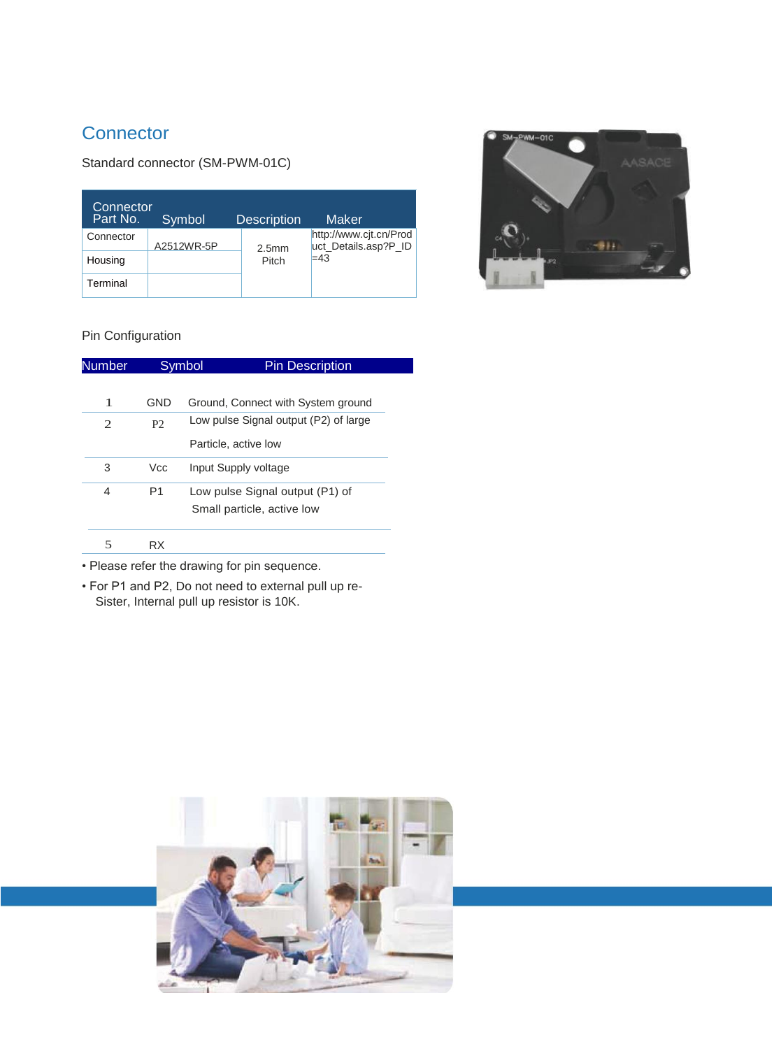## Connector

Standard connector (SM-PWM-01C)

| Connector Part No. | Symbol | Description | Maker |
|---|---|---|---|
| Connector | A2512WR-5P | 2.5mm Pitch | http://www.cjt.cn/Product_Details.asp?P_ID=43 |
| Housing | | | |
| Terminal | | | |

Pin Configuration

| Number | Symbol | Pin Description |
|---|---|---|
| 1 | GND | Ground, Connect with System ground |
| 2 | P2 | Low pulse Signal output (P2) of large Particle, active low |
| 3 | Vcc | Input Supply voltage |
| 4 | P1 | Low pulse Signal output (P1) of Small particle, active low |
| 5 | RX | |

- Please refer the drawing for pin sequence.
- For P1 and P2, Do not need to external pull up re-Sister, Internal pull up resistor is 10K.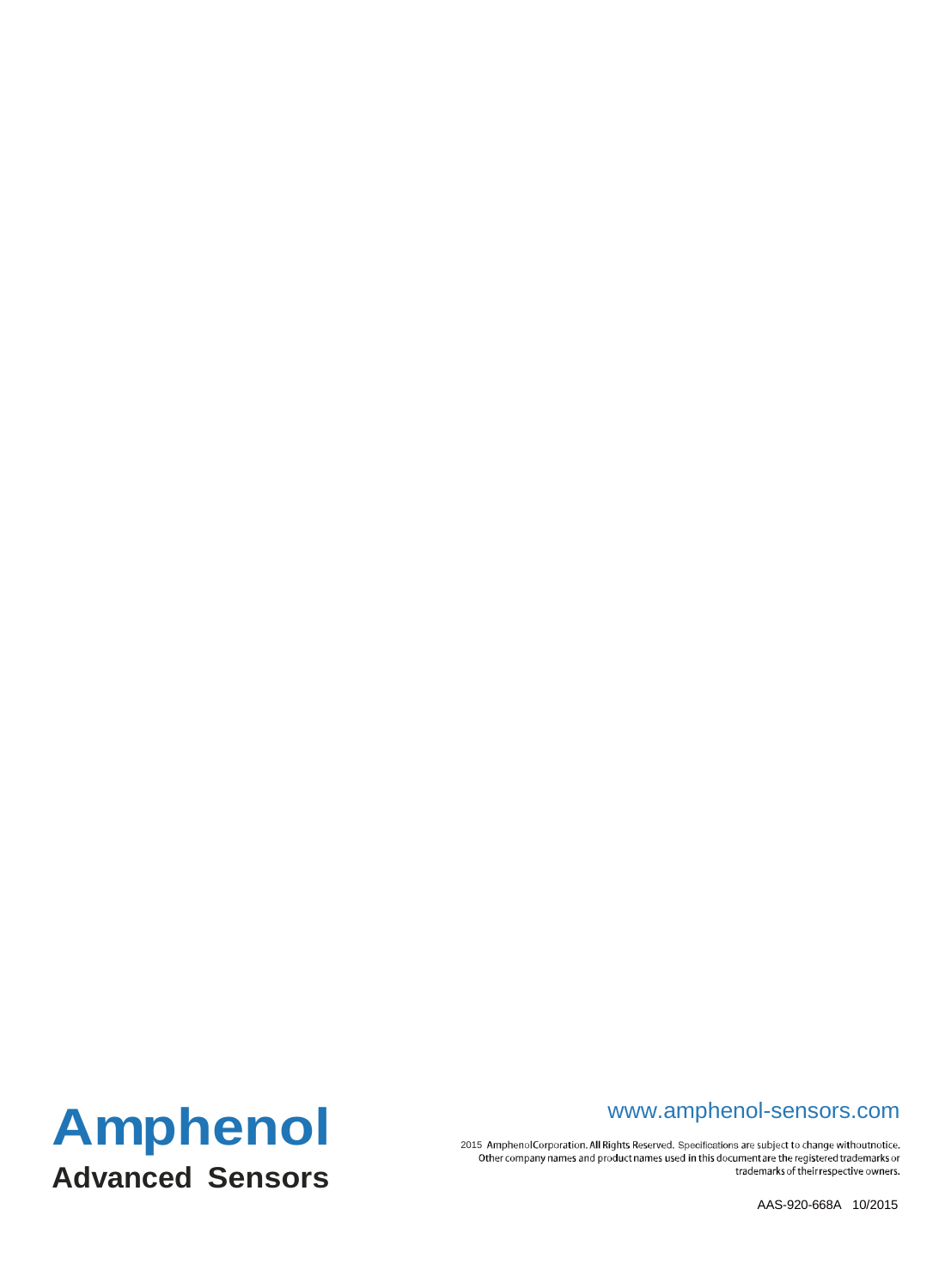**Amphenol**

**Advanced Sensors**

www.amphenol-sensors.com

2015 Amphenol Corporation. All Rights Reserved. Specifications are subject to change without notice. Other company names and product names used in this document are the registered trademarks or trademarks of their respective owners.

AAS-920-668A 10/2015